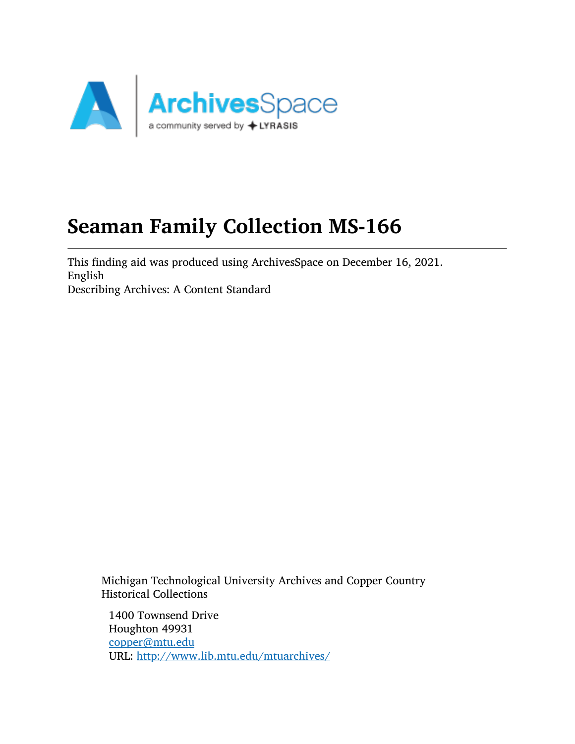# Seaman Family Collection MS-166

This finding aid was produced using ArchivesSpace on December 16, 2021.
English
Describing Archives: A Content Standard

Michigan Technological University Archives and Copper Country Historical Collections

1400 Townsend Drive
Houghton 49931
copper@mtu.edu
URL: http://www.lib.mtu.edu/mtuarchives/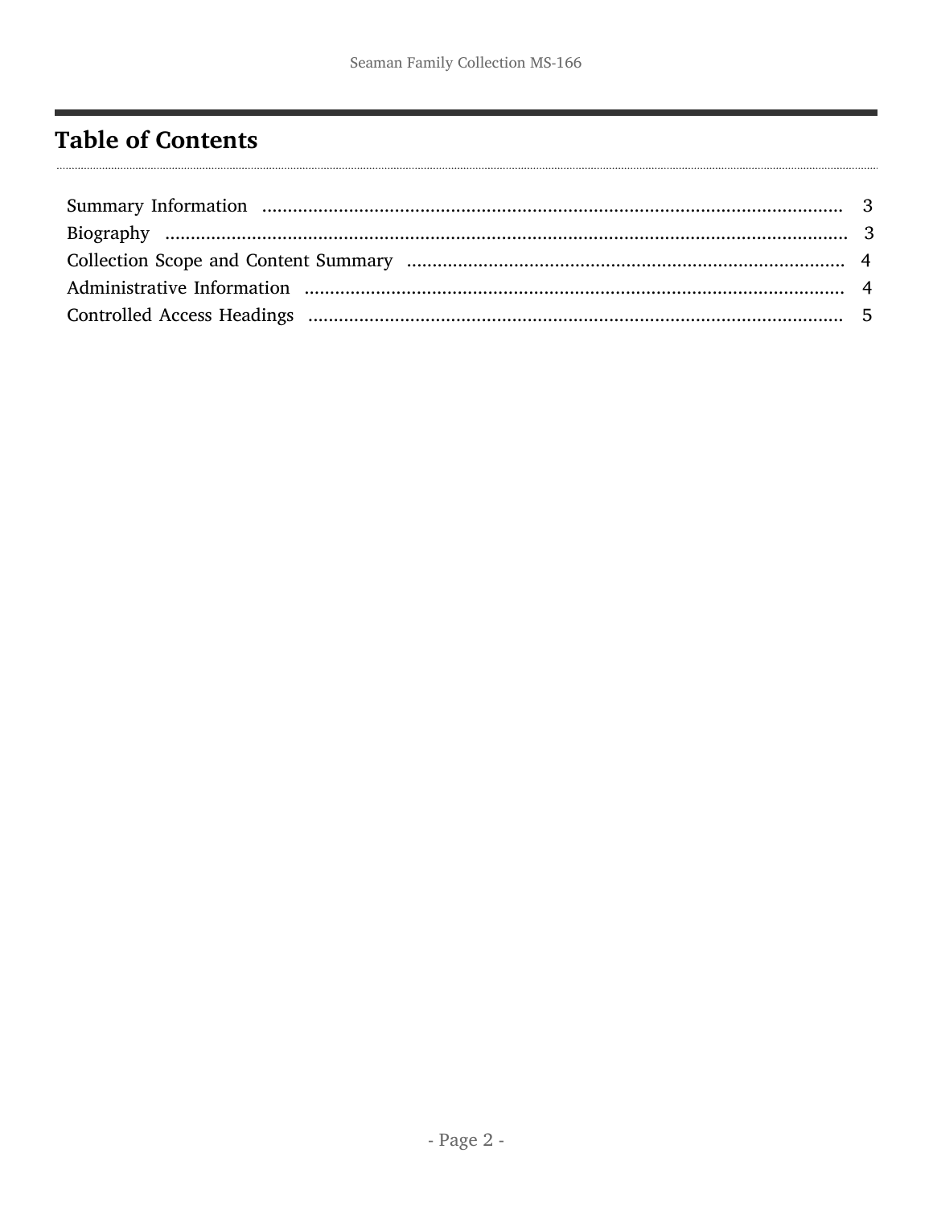## Table of Contents

Summary Information ........................................................................................................ 3
Biography ........................................................................................................................ 3
Collection Scope and Content Summary ..................................................................... 4
Administrative Information ............................................................................................ 4
Controlled Access Headings .......................................................................................... 5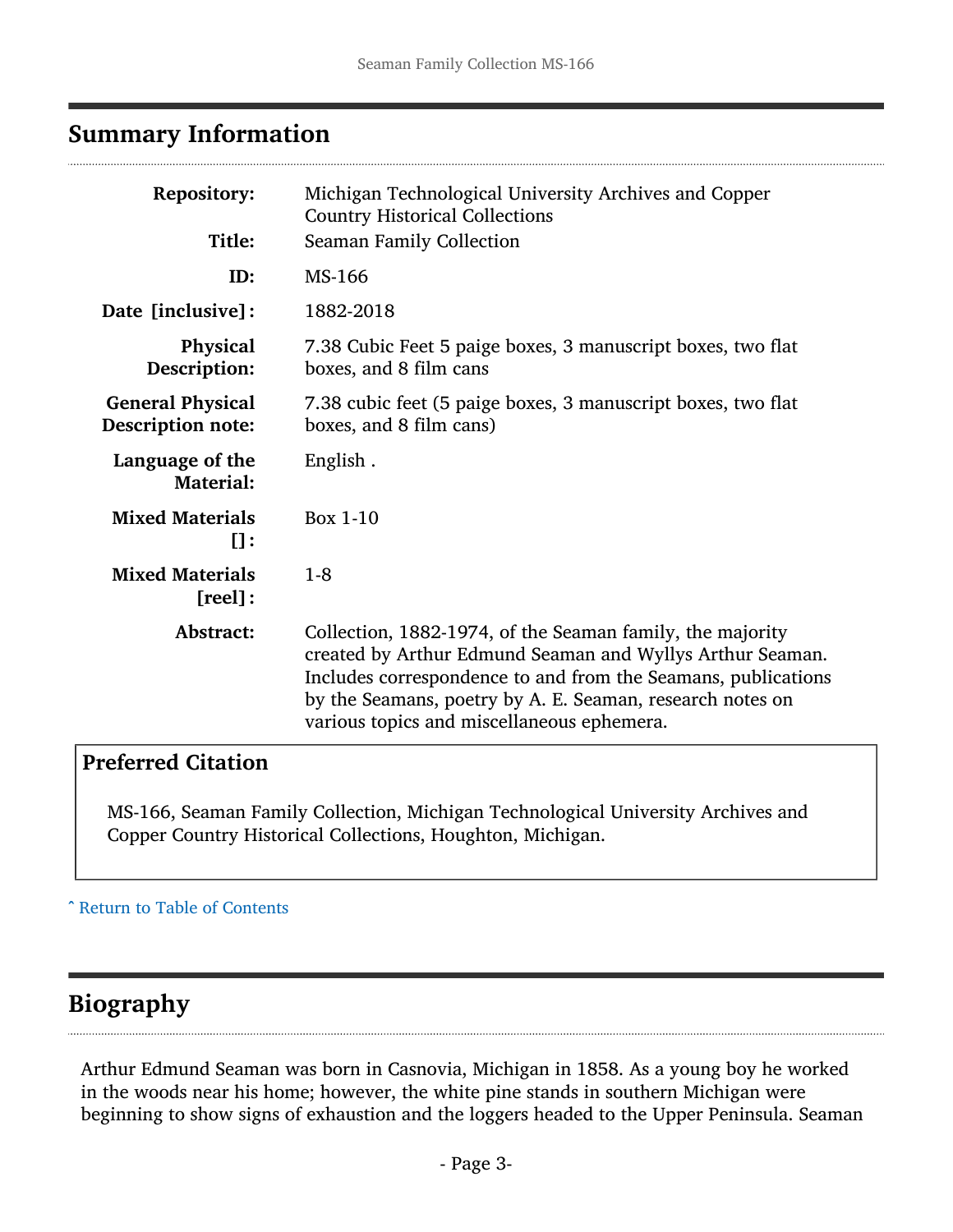## Summary Information

| | |
|---|---|
| **Repository:** | Michigan Technological University Archives and Copper Country Historical Collections |
| **Title:** | Seaman Family Collection |
| **ID:** | MS-166 |
| **Date [inclusive]:** | 1882-2018 |
| **Physical Description:** | 7.38 Cubic Feet 5 paige boxes, 3 manuscript boxes, two flat boxes, and 8 film cans |
| **General Physical Description note:** | 7.38 cubic feet (5 paige boxes, 3 manuscript boxes, two flat boxes, and 8 film cans) |
| **Language of the Material:** | English . |
| **Mixed Materials []:** | Box 1-10 |
| **Mixed Materials [reel]:** | 1-8 |
| **Abstract:** | Collection, 1882-1974, of the Seaman family, the majority created by Arthur Edmund Seaman and Wyllys Arthur Seaman. Includes correspondence to and from the Seamans, publications by the Seamans, poetry by A. E. Seaman, research notes on various topics and miscellaneous ephemera. |

### Preferred Citation

MS-166, Seaman Family Collection, Michigan Technological University Archives and Copper Country Historical Collections, Houghton, Michigan.

ˆ Return to Table of Contents

## Biography

Arthur Edmund Seaman was born in Casnovia, Michigan in 1858. As a young boy he worked in the woods near his home; however, the white pine stands in southern Michigan were beginning to show signs of exhaustion and the loggers headed to the Upper Peninsula. Seaman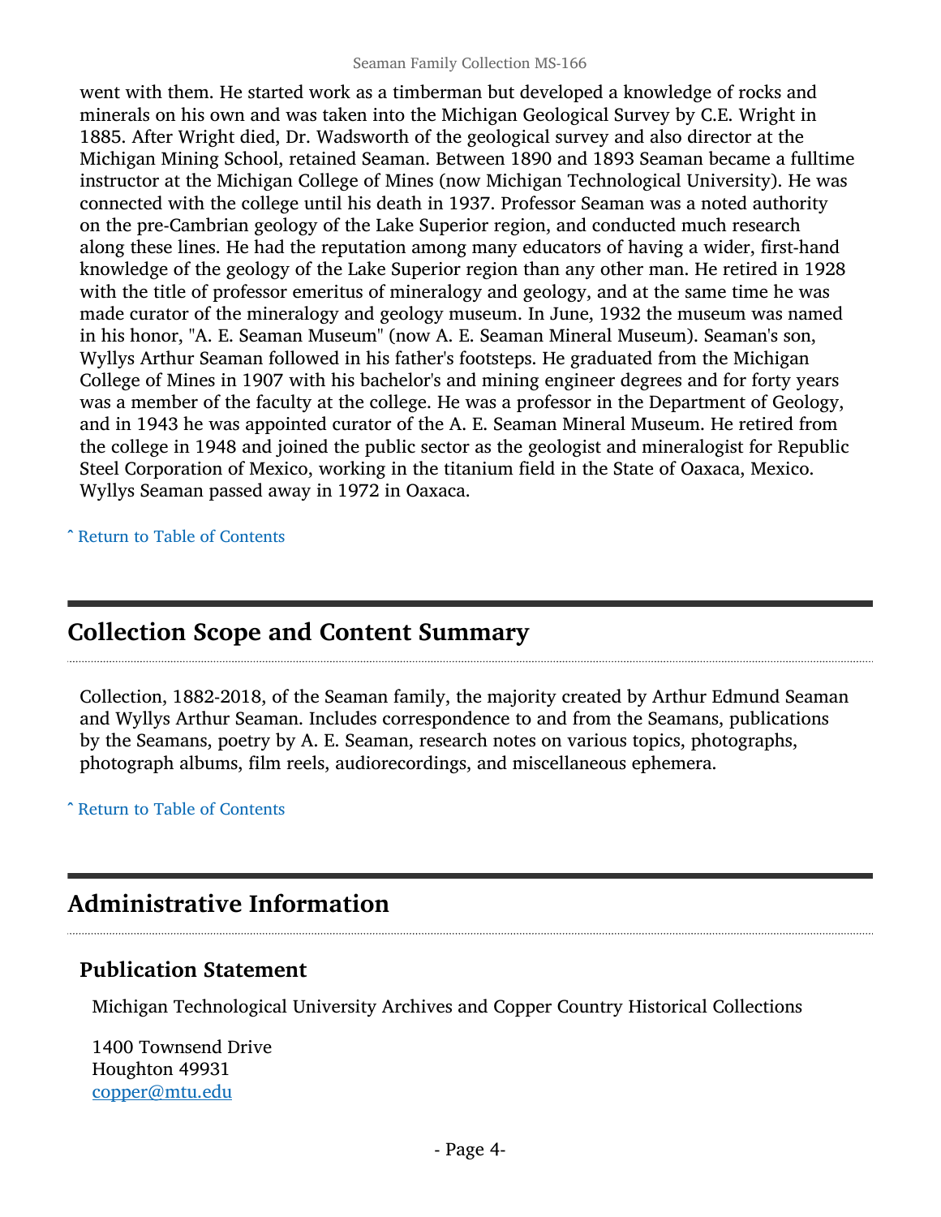went with them. He started work as a timberman but developed a knowledge of rocks and minerals on his own and was taken into the Michigan Geological Survey by C.E. Wright in 1885. After Wright died, Dr. Wadsworth of the geological survey and also director at the Michigan Mining School, retained Seaman. Between 1890 and 1893 Seaman became a fulltime instructor at the Michigan College of Mines (now Michigan Technological University). He was connected with the college until his death in 1937. Professor Seaman was a noted authority on the pre-Cambrian geology of the Lake Superior region, and conducted much research along these lines. He had the reputation among many educators of having a wider, first-hand knowledge of the geology of the Lake Superior region than any other man. He retired in 1928 with the title of professor emeritus of mineralogy and geology, and at the same time he was made curator of the mineralogy and geology museum. In June, 1932 the museum was named in his honor, "A. E. Seaman Museum" (now A. E. Seaman Mineral Museum). Seaman's son, Wyllys Arthur Seaman followed in his father's footsteps. He graduated from the Michigan College of Mines in 1907 with his bachelor's and mining engineer degrees and for forty years was a member of the faculty at the college. He was a professor in the Department of Geology, and in 1943 he was appointed curator of the A. E. Seaman Mineral Museum. He retired from the college in 1948 and joined the public sector as the geologist and mineralogist for Republic Steel Corporation of Mexico, working in the titanium field in the State of Oaxaca, Mexico. Wyllys Seaman passed away in 1972 in Oaxaca.

ˆ Return to Table of Contents

## Collection Scope and Content Summary

Collection, 1882-2018, of the Seaman family, the majority created by Arthur Edmund Seaman and Wyllys Arthur Seaman. Includes correspondence to and from the Seamans, publications by the Seamans, poetry by A. E. Seaman, research notes on various topics, photographs, photograph albums, film reels, audiorecordings, and miscellaneous ephemera.

ˆ Return to Table of Contents

## Administrative Information

### Publication Statement

Michigan Technological University Archives and Copper Country Historical Collections

1400 Townsend Drive
Houghton 49931
copper@mtu.edu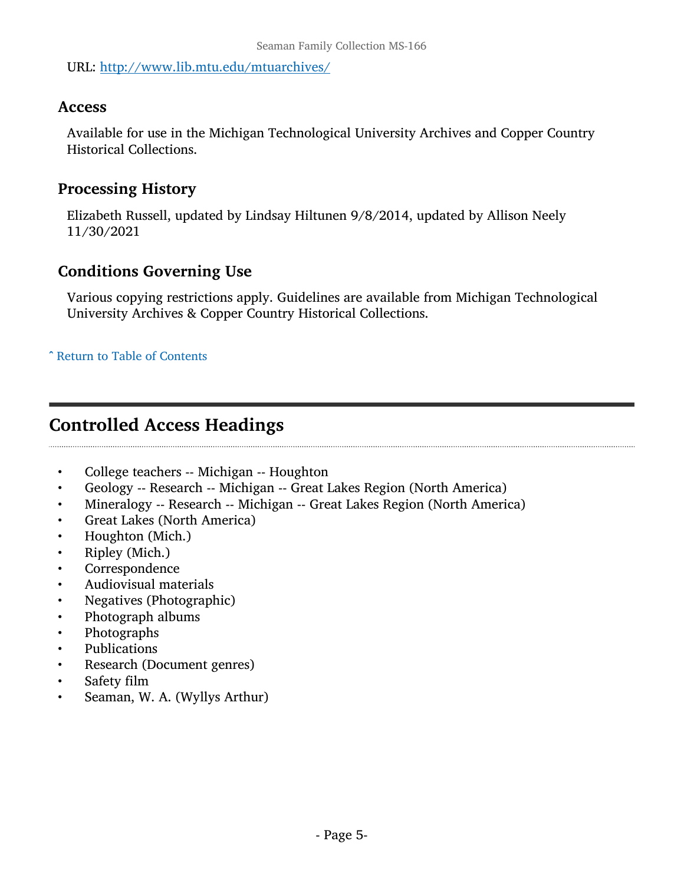URL: http://www.lib.mtu.edu/mtuarchives/

### Access

Available for use in the Michigan Technological University Archives and Copper Country Historical Collections.

### Processing History

Elizabeth Russell, updated by Lindsay Hiltunen 9/8/2014, updated by Allison Neely 11/30/2021

### Conditions Governing Use

Various copying restrictions apply. Guidelines are available from Michigan Technological University Archives & Copper Country Historical Collections.

ˆ Return to Table of Contents

## Controlled Access Headings

- College teachers -- Michigan -- Houghton
- Geology -- Research -- Michigan -- Great Lakes Region (North America)
- Mineralogy -- Research -- Michigan -- Great Lakes Region (North America)
- Great Lakes (North America)
- Houghton (Mich.)
- Ripley (Mich.)
- Correspondence
- Audiovisual materials
- Negatives (Photographic)
- Photograph albums
- Photographs
- Publications
- Research (Document genres)
- Safety film
- Seaman, W. A. (Wyllys Arthur)